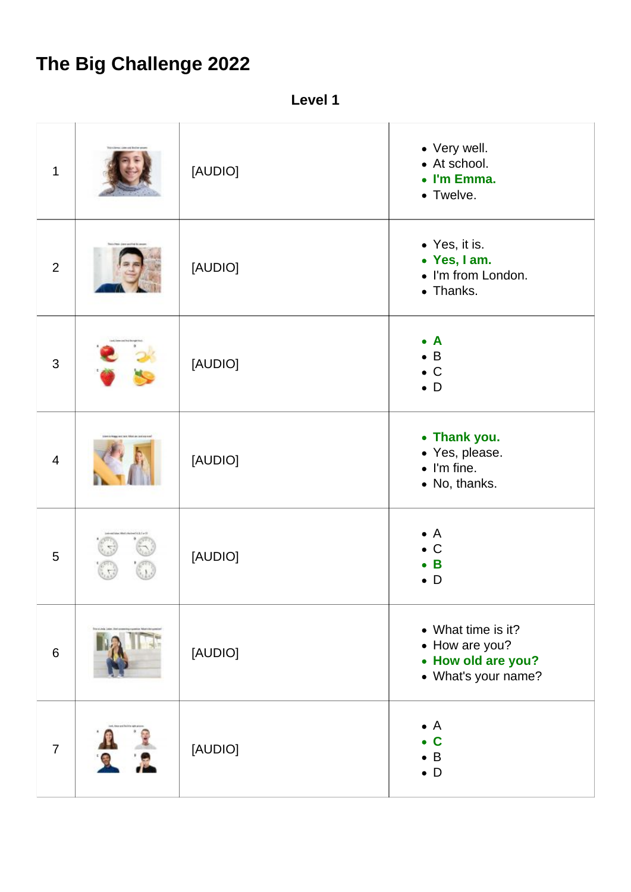# The Big Challenge 2022

**Level 1**

| | | | |
|---|---|---|---|
| 1 | | [AUDIO] | • Very well.<br>• At school.<br>• **I'm Emma.**<br>• Twelve. |
| 2 | | [AUDIO] | • Yes, it is.<br>• **Yes, I am.**<br>• I'm from London.<br>• Thanks. |
| 3 | | [AUDIO] | • **A**<br>• B<br>• C<br>• D |
| 4 | | [AUDIO] | • **Thank you.**<br>• Yes, please.<br>• I'm fine.<br>• No, thanks. |
| 5 | | [AUDIO] | • A<br>• C<br>• **B**<br>• D |
| 6 | | [AUDIO] | • What time is it?<br>• How are you?<br>• **How old are you?**<br>• What's your name? |
| 7 | | [AUDIO] | • A<br>• **C**<br>• B<br>• D |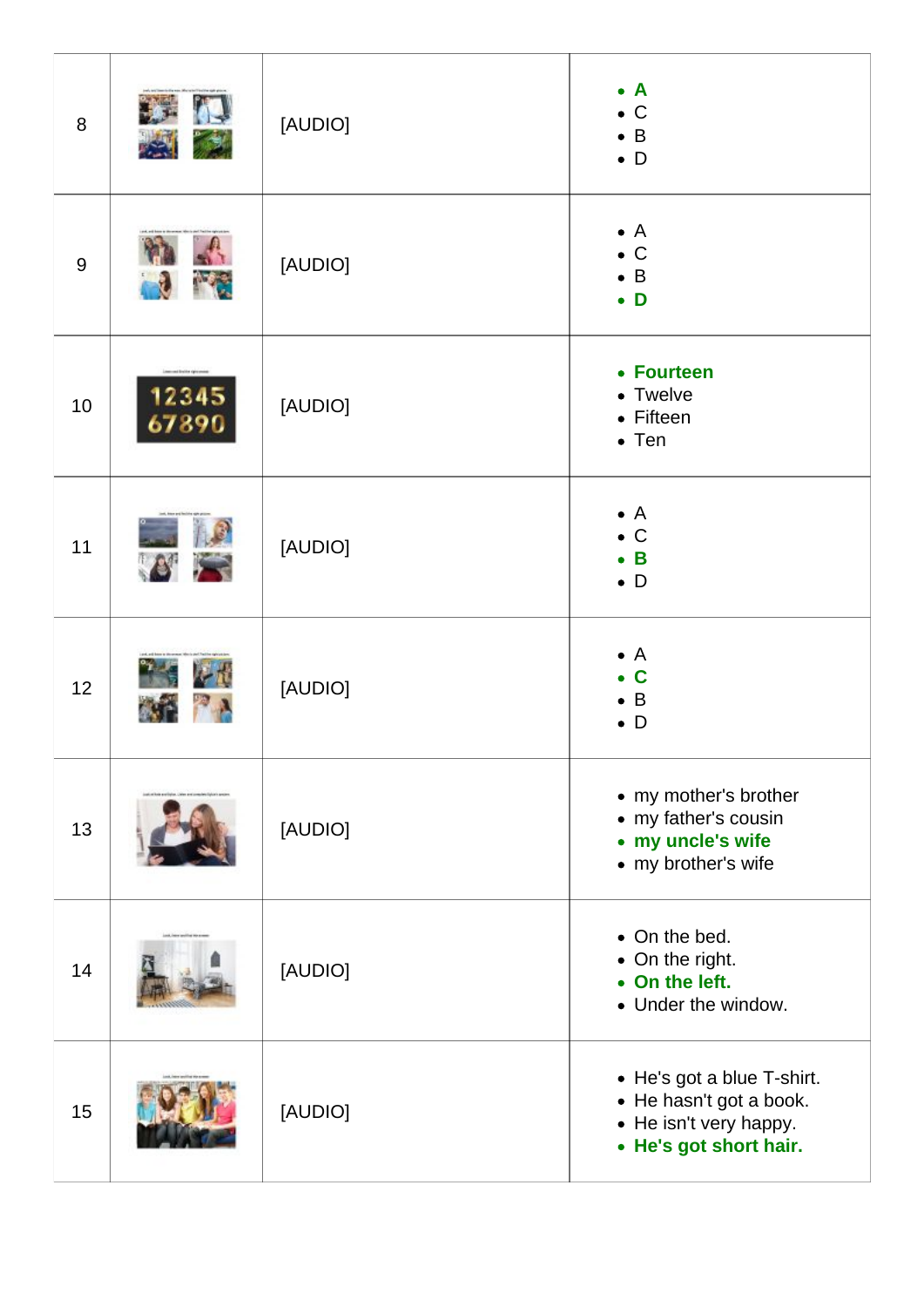| 8 |  | [AUDIO] | • **A**<br>• C<br>• B<br>• D |
|---|---|---|---|
| 9 |  | [AUDIO] | • A<br>• C<br>• B<br>• **D** |
| 10 |  | [AUDIO] | • **Fourteen**<br>• Twelve<br>• Fifteen<br>• Ten |
| 11 |  | [AUDIO] | • A<br>• C<br>• **B**<br>• D |
| 12 |  | [AUDIO] | • A<br>• **C**<br>• B<br>• D |
| 13 |  | [AUDIO] | • my mother's brother<br>• my father's cousin<br>• **my uncle's wife**<br>• my brother's wife |
| 14 |  | [AUDIO] | • On the bed.<br>• On the right.<br>• **On the left.**<br>• Under the window. |
| 15 |  | [AUDIO] | • He's got a blue T-shirt.<br>• He hasn't got a book.<br>• He isn't very happy.<br>• **He's got short hair.** |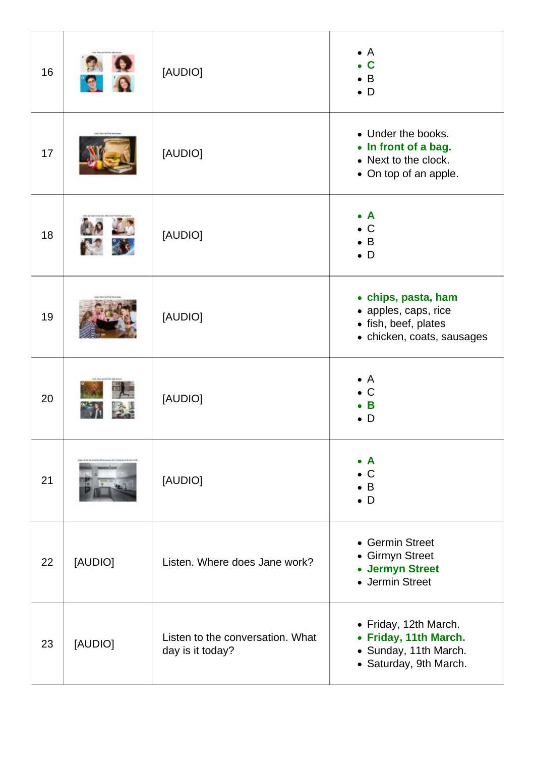| 16 | | [AUDIO] | • A<br>• **C**<br>• B<br>• D |
|---|---|---|---|
| 17 | | [AUDIO] | • Under the books.<br>• **In front of a bag.**<br>• Next to the clock.<br>• On top of an apple. |
| 18 | | [AUDIO] | • **A**<br>• C<br>• B<br>• D |
| 19 | | [AUDIO] | • **chips, pasta, ham**<br>• apples, caps, rice<br>• fish, beef, plates<br>• chicken, coats, sausages |
| 20 | | [AUDIO] | • A<br>• C<br>• **B**<br>• D |
| 21 | | [AUDIO] | • **A**<br>• C<br>• B<br>• D |
| 22 | [AUDIO] | Listen. Where does Jane work? | • Germin Street<br>• Girmyn Street<br>• **Jermyn Street**<br>• Jermin Street |
| 23 | [AUDIO] | Listen to the conversation. What day is it today? | • Friday, 12th March.<br>• **Friday, 11th March.**<br>• Sunday, 11th March.<br>• Saturday, 9th March. |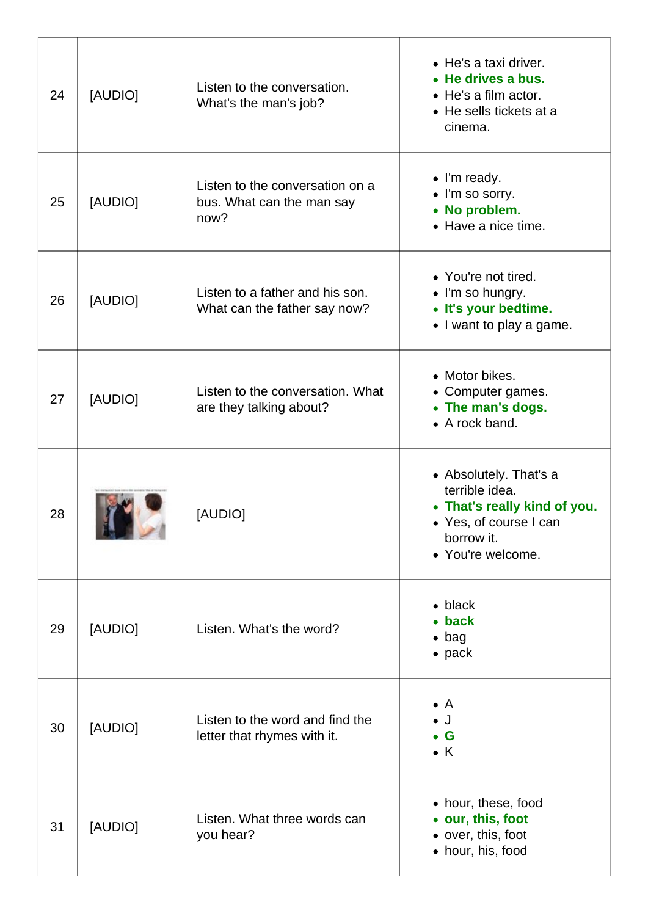| | | | |
|---|---|---|---|
| 24 | [AUDIO] | Listen to the conversation. What's the man's job? | • He's a taxi driver.<br>• **He drives a bus.**<br>• He's a film actor.<br>• He sells tickets at a cinema. |
| 25 | [AUDIO] | Listen to the conversation on a bus. What can the man say now? | • I'm ready.<br>• I'm so sorry.<br>• **No problem.**<br>• Have a nice time. |
| 26 | [AUDIO] | Listen to a father and his son. What can the father say now? | • You're not tired.<br>• I'm so hungry.<br>• **It's your bedtime.**<br>• I want to play a game. |
| 27 | [AUDIO] | Listen to the conversation. What are they talking about? | • Motor bikes.<br>• Computer games.<br>• **The man's dogs.**<br>• A rock band. |
| 28 | | [AUDIO] | • Absolutely. That's a terrible idea.<br>• **That's really kind of you.**<br>• Yes, of course I can borrow it.<br>• You're welcome. |
| 29 | [AUDIO] | Listen. What's the word? | • black<br>• **back**<br>• bag<br>• pack |
| 30 | [AUDIO] | Listen to the word and find the letter that rhymes with it. | • A<br>• J<br>• **G**<br>• K |
| 31 | [AUDIO] | Listen. What three words can you hear? | • hour, these, food<br>• **our, this, foot**<br>• over, this, foot<br>• hour, his, food |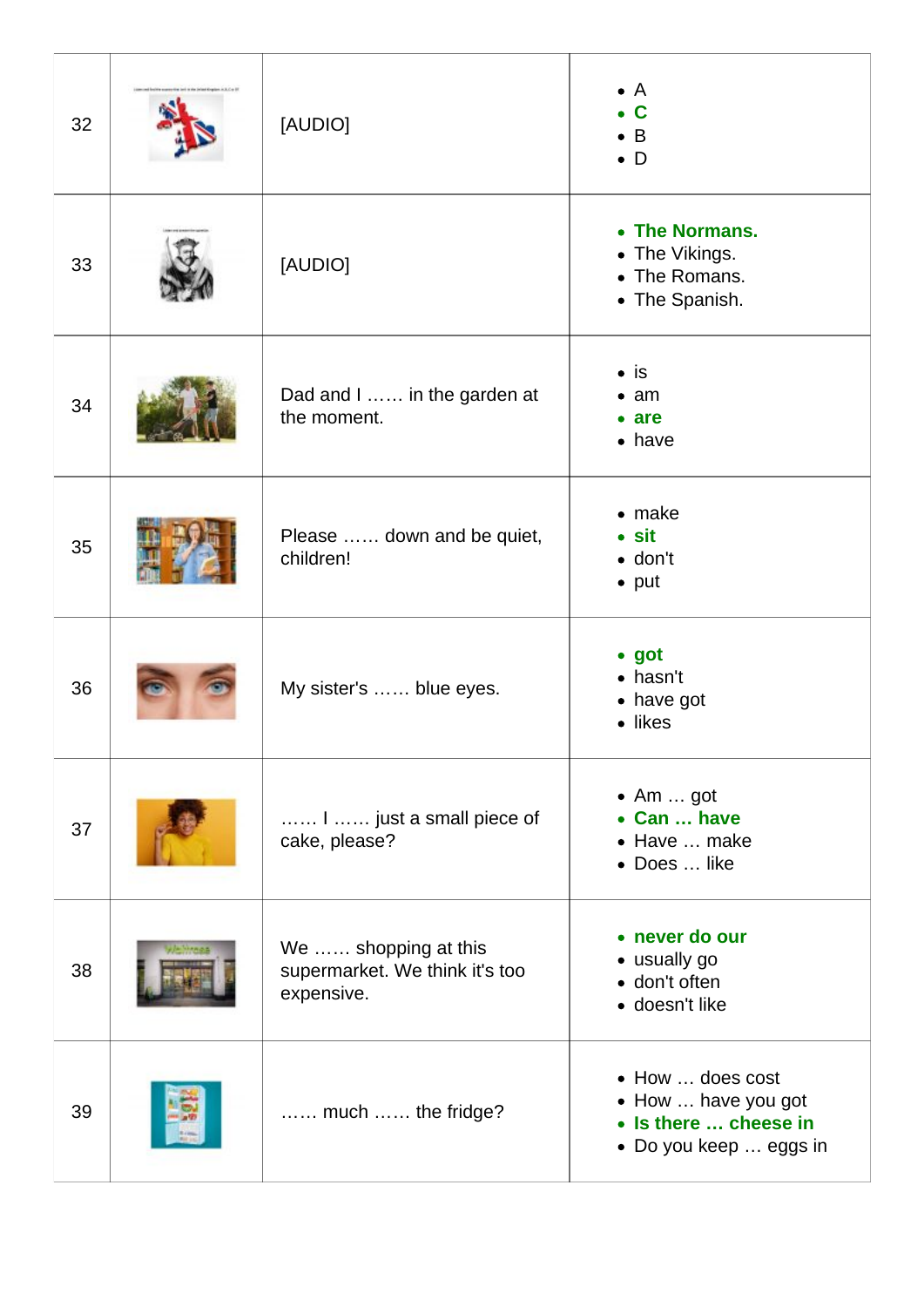| | | | |
|---|---|---|---|
| 32 | | [AUDIO] | • A<br>• **C**<br>• B<br>• D |
| 33 | | [AUDIO] | • **The Normans.**<br>• The Vikings.<br>• The Romans.<br>• The Spanish. |
| 34 | | Dad and I …… in the garden at the moment. | • is<br>• am<br>• **are**<br>• have |
| 35 | | Please …… down and be quiet, children! | • make<br>• **sit**<br>• don't<br>• put |
| 36 | | My sister's …… blue eyes. | • **got**<br>• hasn't<br>• have got<br>• likes |
| 37 | | …… I …… just a small piece of cake, please? | • Am … got<br>• **Can … have**<br>• Have … make<br>• Does … like |
| 38 | | We …… shopping at this supermarket. We think it's too expensive. | • **never do our**<br>• usually go<br>• don't often<br>• doesn't like |
| 39 | | …… much …… the fridge? | • How … does cost<br>• How … have you got<br>• **Is there … cheese in**<br>• Do you keep … eggs in |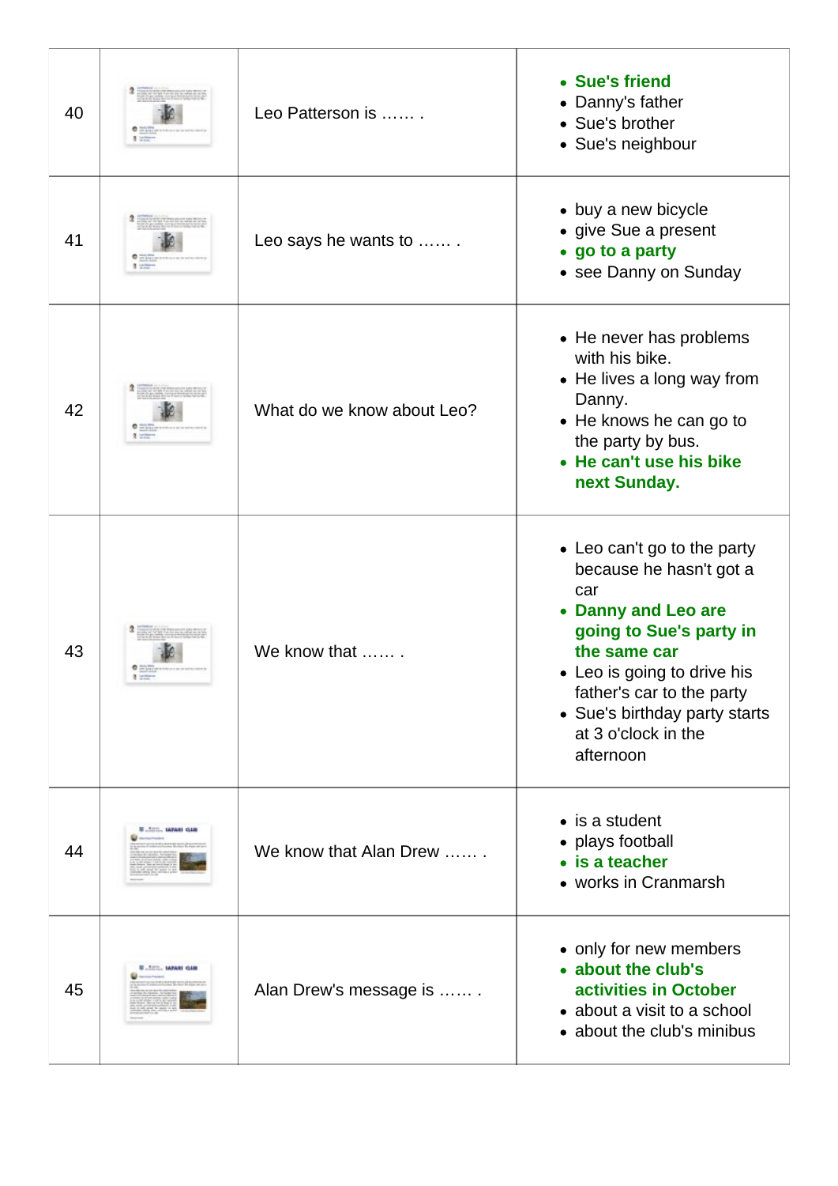| | | | |
|---|---|---|---|
| 40 | | Leo Patterson is …… . | • **Sue's friend**<br>• Danny's father<br>• Sue's brother<br>• Sue's neighbour |
| 41 | | Leo says he wants to …… . | • buy a new bicycle<br>• give Sue a present<br>• **go to a party**<br>• see Danny on Sunday |
| 42 | | What do we know about Leo? | • He never has problems with his bike.<br>• He lives a long way from Danny.<br>• He knows he can go to the party by bus.<br>• **He can't use his bike next Sunday.** |
| 43 | | We know that …… . | • Leo can't go to the party because he hasn't got a car<br>• **Danny and Leo are going to Sue's party in the same car**<br>• Leo is going to drive his father's car to the party<br>• Sue's birthday party starts at 3 o'clock in the afternoon |
| 44 | | We know that Alan Drew …… . | • is a student<br>• plays football<br>• **is a teacher**<br>• works in Cranmarsh |
| 45 | | Alan Drew's message is …… . | • only for new members<br>• **about the club's activities in October**<br>• about a visit to a school<br>• about the club's minibus |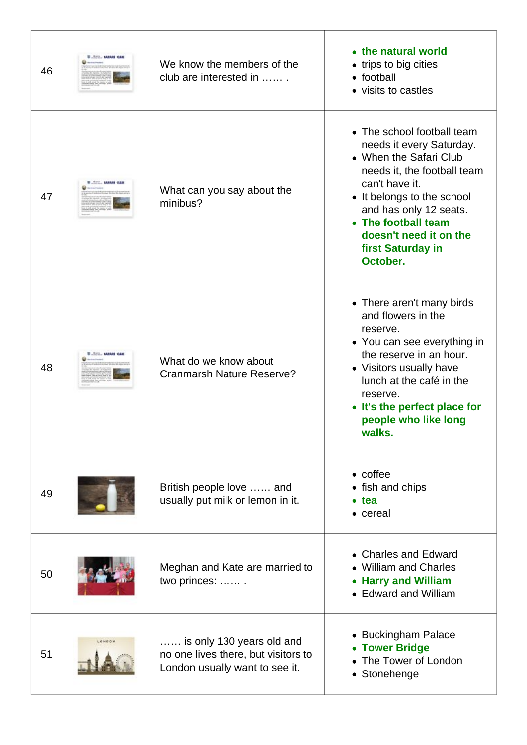| | | | |
|---|---|---|---|
| 46 | | We know the members of the club are interested in …… . | • **the natural world**<br>• trips to big cities<br>• football<br>• visits to castles |
| 47 | | What can you say about the minibus? | • The school football team needs it every Saturday.<br>• When the Safari Club needs it, the football team can't have it.<br>• It belongs to the school and has only 12 seats.<br>• **The football team doesn't need it on the first Saturday in October.** |
| 48 | | What do we know about Cranmarsh Nature Reserve? | • There aren't many birds and flowers in the reserve.<br>• You can see everything in the reserve in an hour.<br>• Visitors usually have lunch at the café in the reserve.<br>• **It's the perfect place for people who like long walks.** |
| 49 | | British people love …… and usually put milk or lemon in it. | • coffee<br>• fish and chips<br>• **tea**<br>• cereal |
| 50 | | Meghan and Kate are married to two princes: …… . | • Charles and Edward<br>• William and Charles<br>• **Harry and William**<br>• Edward and William |
| 51 | | …… is only 130 years old and no one lives there, but visitors to London usually want to see it. | • Buckingham Palace<br>• **Tower Bridge**<br>• The Tower of London<br>• Stonehenge |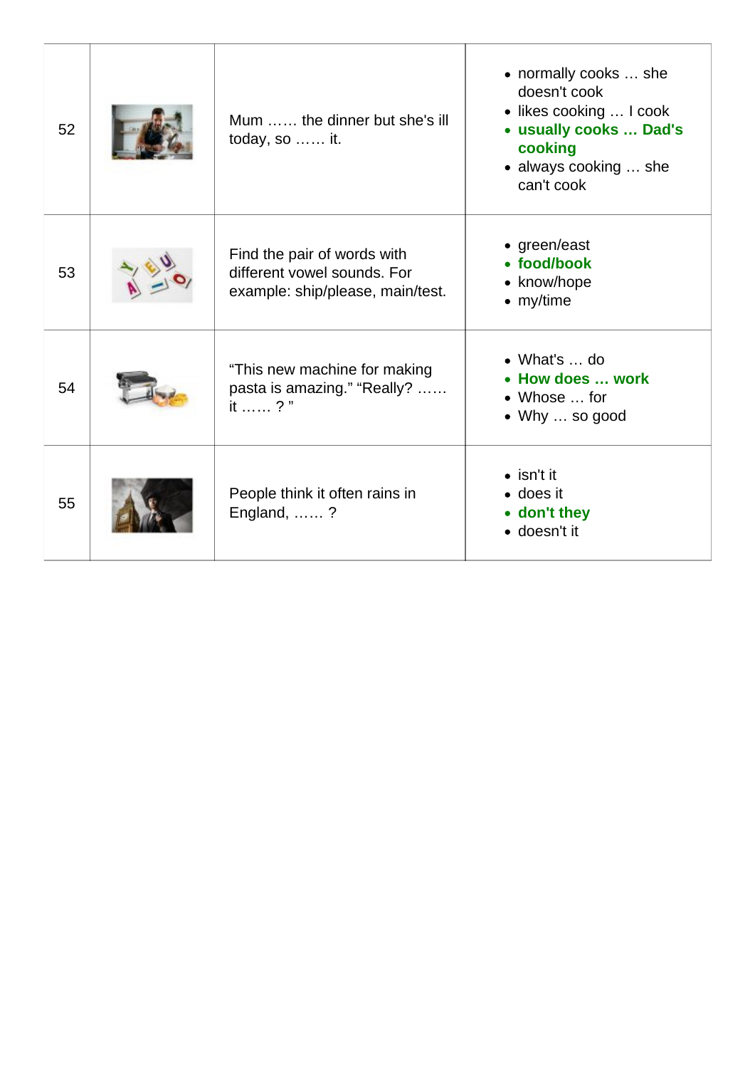| | | | |
|---|---|---|---|
| 52 | | Mum …… the dinner but she's ill today, so …… it. | • normally cooks … she doesn't cook<br>• likes cooking … I cook<br>• **usually cooks … Dad's cooking**<br>• always cooking … she can't cook |
| 53 | | Find the pair of words with different vowel sounds. For example: ship/please, main/test. | • green/east<br>• **food/book**<br>• know/hope<br>• my/time |
| 54 | | "This new machine for making pasta is amazing." "Really? …… it …… ? " | • What's … do<br>• **How does … work**<br>• Whose … for<br>• Why … so good |
| 55 | | People think it often rains in England, …… ? | • isn't it<br>• does it<br>• **don't they**<br>• doesn't it |